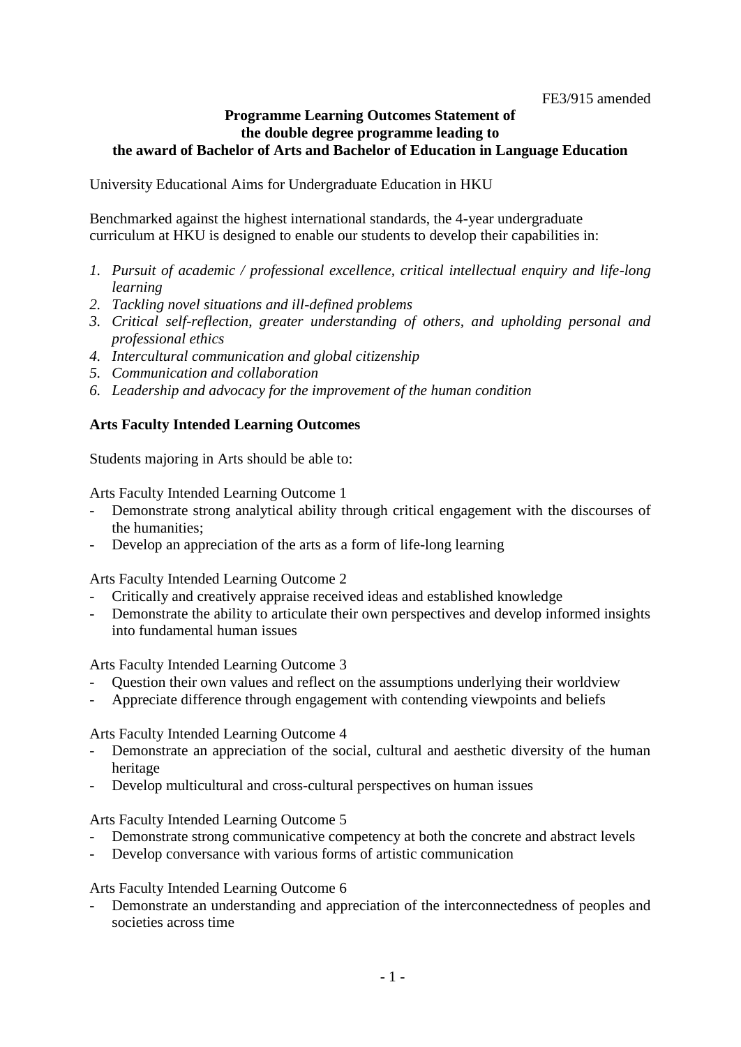FE3/915 amended

**Programme Learning Outcomes Statement of the double degree programme leading to the award of Bachelor of Arts and Bachelor of Education in Language Education**

University Educational Aims for Undergraduate Education in HKU

Benchmarked against the highest international standards, the 4-year undergraduate curriculum at HKU is designed to enable our students to develop their capabilities in:

1. *Pursuit of academic / professional excellence, critical intellectual enquiry and life-long learning*
2. *Tackling novel situations and ill-defined problems*
3. *Critical self-reflection, greater understanding of others, and upholding personal and professional ethics*
4. *Intercultural communication and global citizenship*
5. *Communication and collaboration*
6. *Leadership and advocacy for the improvement of the human condition*

**Arts Faculty Intended Learning Outcomes**

Students majoring in Arts should be able to:

Arts Faculty Intended Learning Outcome 1

- Demonstrate strong analytical ability through critical engagement with the discourses of the humanities;
- Develop an appreciation of the arts as a form of life-long learning

Arts Faculty Intended Learning Outcome 2

- Critically and creatively appraise received ideas and established knowledge
- Demonstrate the ability to articulate their own perspectives and develop informed insights into fundamental human issues

Arts Faculty Intended Learning Outcome 3

- Question their own values and reflect on the assumptions underlying their worldview
- Appreciate difference through engagement with contending viewpoints and beliefs

Arts Faculty Intended Learning Outcome 4

- Demonstrate an appreciation of the social, cultural and aesthetic diversity of the human heritage
- Develop multicultural and cross-cultural perspectives on human issues

Arts Faculty Intended Learning Outcome 5

- Demonstrate strong communicative competency at both the concrete and abstract levels
- Develop conversance with various forms of artistic communication

Arts Faculty Intended Learning Outcome 6

- Demonstrate an understanding and appreciation of the interconnectedness of peoples and societies across time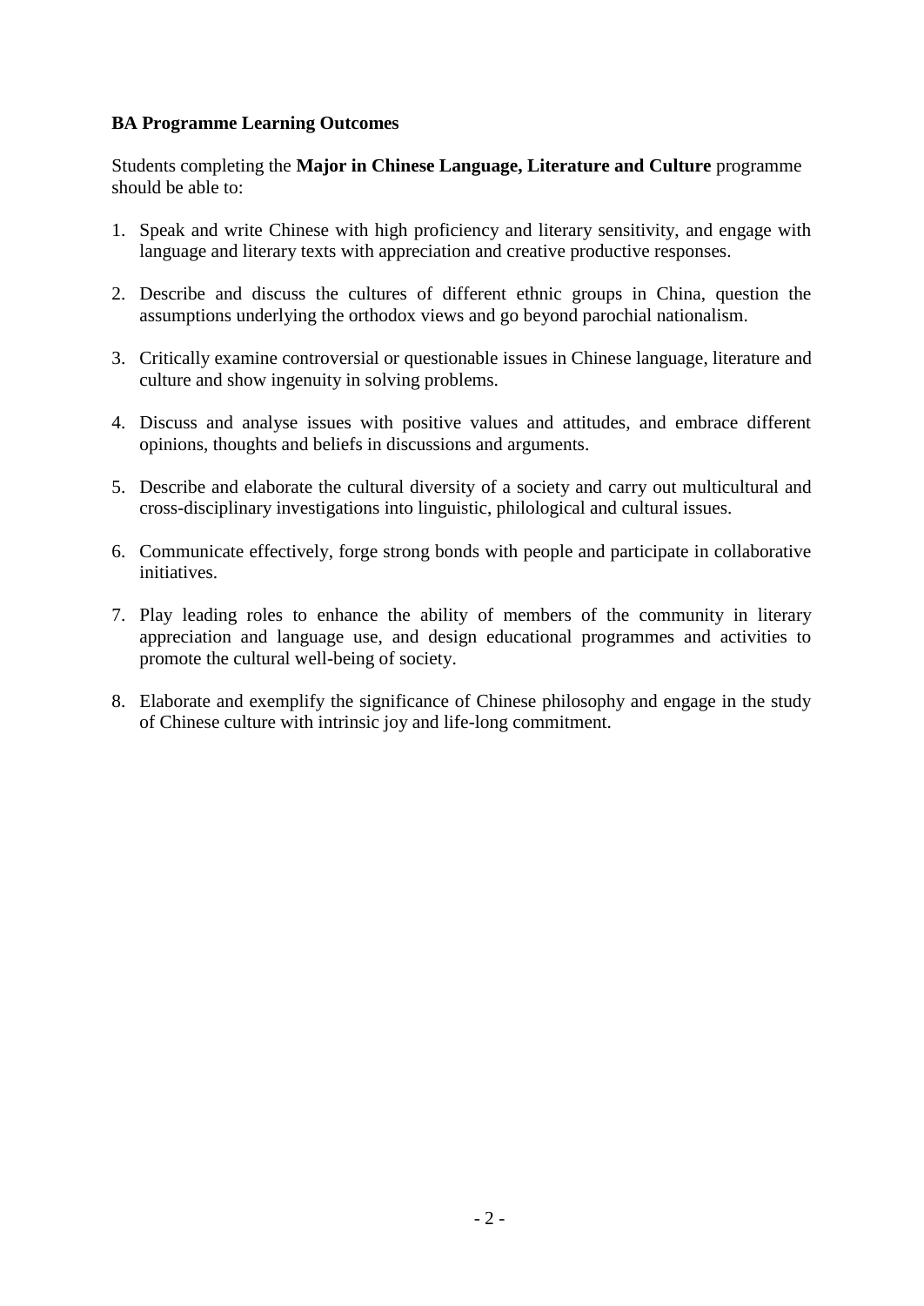**BA Programme Learning Outcomes**

Students completing the **Major in Chinese Language, Literature and Culture** programme should be able to:

1. Speak and write Chinese with high proficiency and literary sensitivity, and engage with language and literary texts with appreciation and creative productive responses.

2. Describe and discuss the cultures of different ethnic groups in China, question the assumptions underlying the orthodox views and go beyond parochial nationalism.

3. Critically examine controversial or questionable issues in Chinese language, literature and culture and show ingenuity in solving problems.

4. Discuss and analyse issues with positive values and attitudes, and embrace different opinions, thoughts and beliefs in discussions and arguments.

5. Describe and elaborate the cultural diversity of a society and carry out multicultural and cross-disciplinary investigations into linguistic, philological and cultural issues.

6. Communicate effectively, forge strong bonds with people and participate in collaborative initiatives.

7. Play leading roles to enhance the ability of members of the community in literary appreciation and language use, and design educational programmes and activities to promote the cultural well-being of society.

8. Elaborate and exemplify the significance of Chinese philosophy and engage in the study of Chinese culture with intrinsic joy and life-long commitment.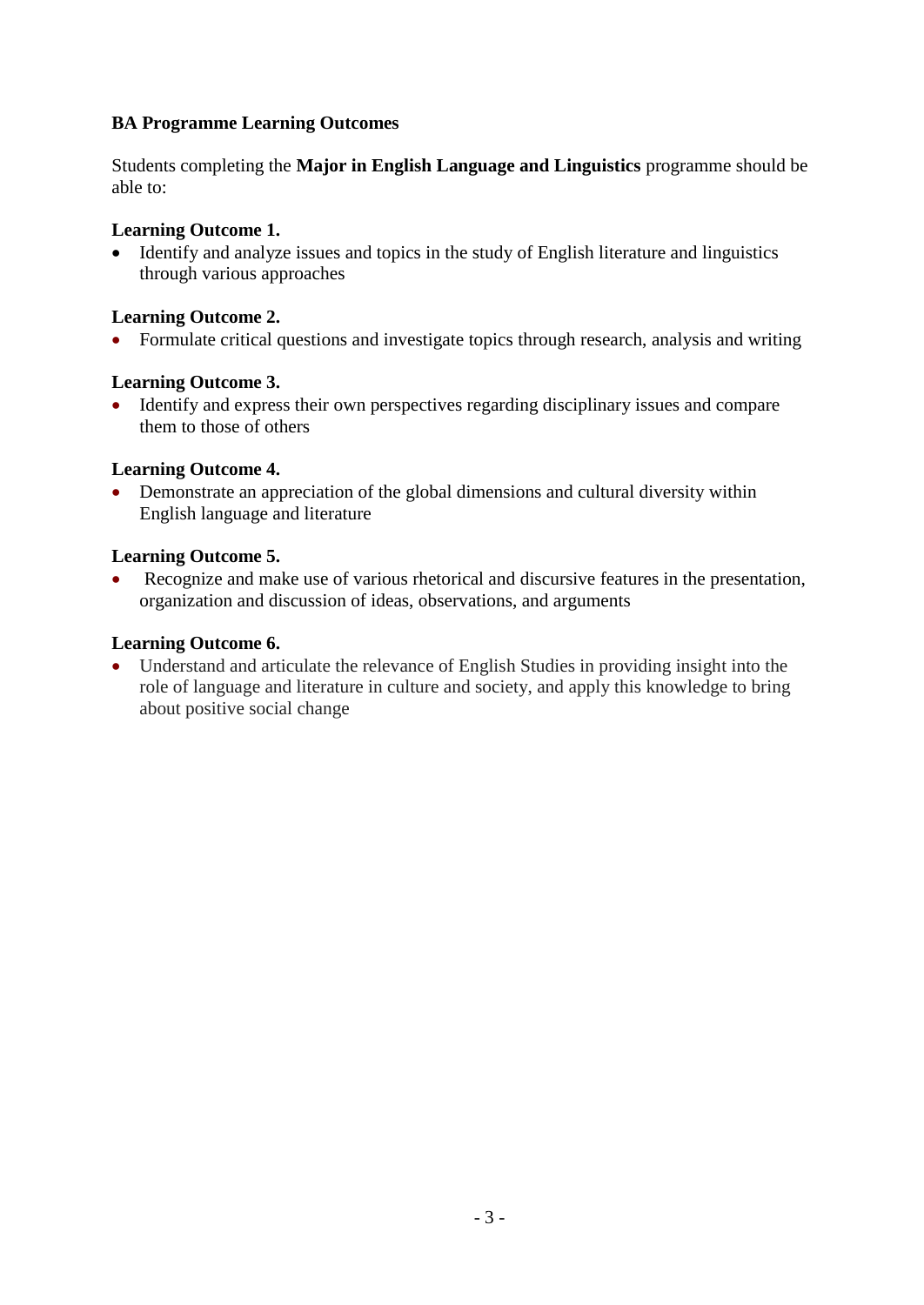**BA Programme Learning Outcomes**

Students completing the **Major in English Language and Linguistics** programme should be able to:

**Learning Outcome 1.**

- Identify and analyze issues and topics in the study of English literature and linguistics through various approaches

**Learning Outcome 2.**

- Formulate critical questions and investigate topics through research, analysis and writing

**Learning Outcome 3.**

- Identify and express their own perspectives regarding disciplinary issues and compare them to those of others

**Learning Outcome 4.**

- Demonstrate an appreciation of the global dimensions and cultural diversity within English language and literature

**Learning Outcome 5.**

- Recognize and make use of various rhetorical and discursive features in the presentation, organization and discussion of ideas, observations, and arguments

**Learning Outcome 6.**

- Understand and articulate the relevance of English Studies in providing insight into the role of language and literature in culture and society, and apply this knowledge to bring about positive social change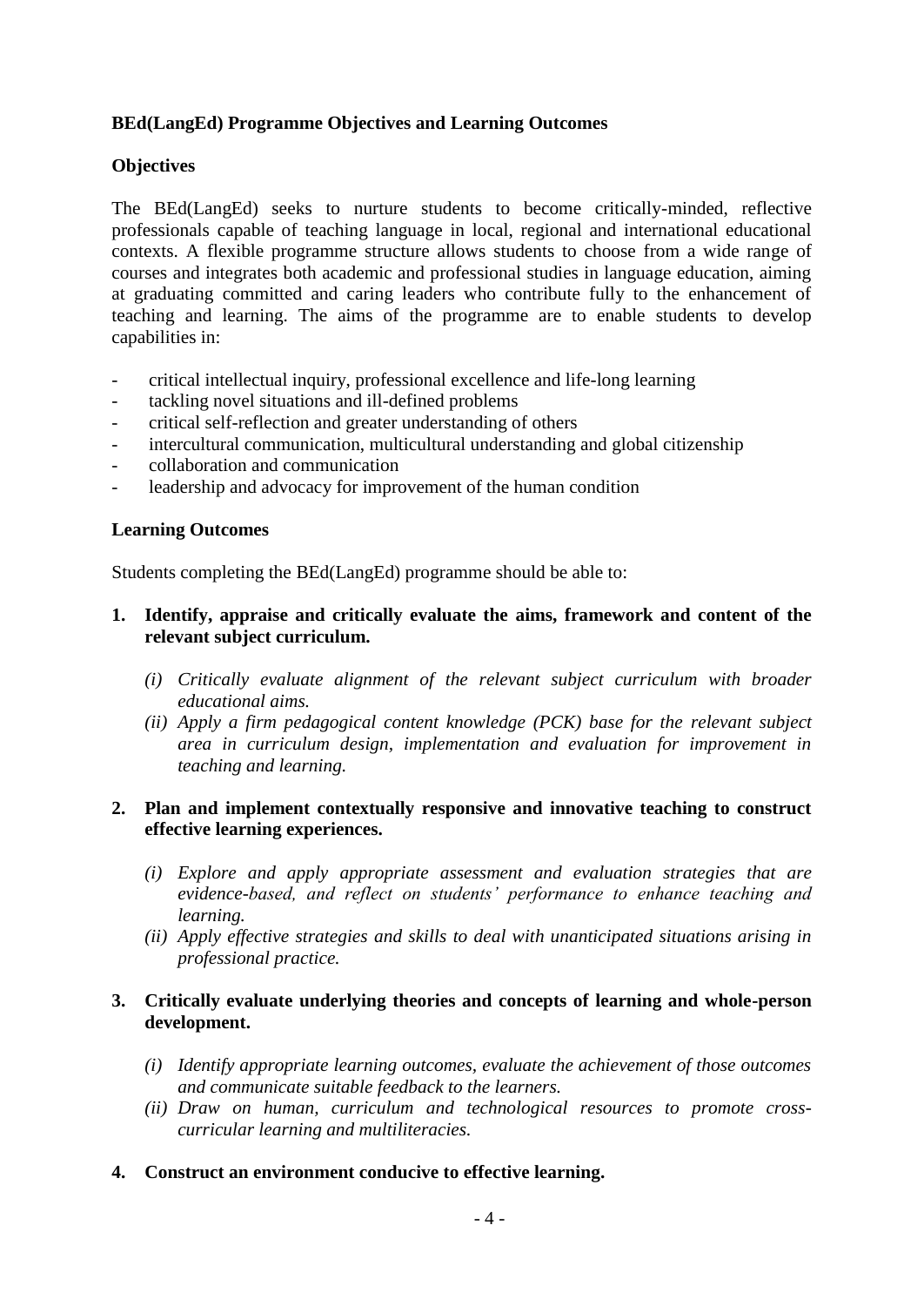**BEd(LangEd) Programme Objectives and Learning Outcomes**

**Objectives**

The BEd(LangEd) seeks to nurture students to become critically-minded, reflective professionals capable of teaching language in local, regional and international educational contexts. A flexible programme structure allows students to choose from a wide range of courses and integrates both academic and professional studies in language education, aiming at graduating committed and caring leaders who contribute fully to the enhancement of teaching and learning. The aims of the programme are to enable students to develop capabilities in:

- critical intellectual inquiry, professional excellence and life-long learning
- tackling novel situations and ill-defined problems
- critical self-reflection and greater understanding of others
- intercultural communication, multicultural understanding and global citizenship
- collaboration and communication
- leadership and advocacy for improvement of the human condition

**Learning Outcomes**

Students completing the BEd(LangEd) programme should be able to:

1. **Identify, appraise and critically evaluate the aims, framework and content of the relevant subject curriculum.**

   *(i) Critically evaluate alignment of the relevant subject curriculum with broader educational aims.*

   *(ii) Apply a firm pedagogical content knowledge (PCK) base for the relevant subject area in curriculum design, implementation and evaluation for improvement in teaching and learning.*

2. **Plan and implement contextually responsive and innovative teaching to construct effective learning experiences.**

   *(i) Explore and apply appropriate assessment and evaluation strategies that are evidence-based, and reflect on students' performance to enhance teaching and learning.*

   *(ii) Apply effective strategies and skills to deal with unanticipated situations arising in professional practice.*

3. **Critically evaluate underlying theories and concepts of learning and whole-person development.**

   *(i) Identify appropriate learning outcomes, evaluate the achievement of those outcomes and communicate suitable feedback to the learners.*

   *(ii) Draw on human, curriculum and technological resources to promote cross-curricular learning and multiliteracies.*

4. **Construct an environment conducive to effective learning.**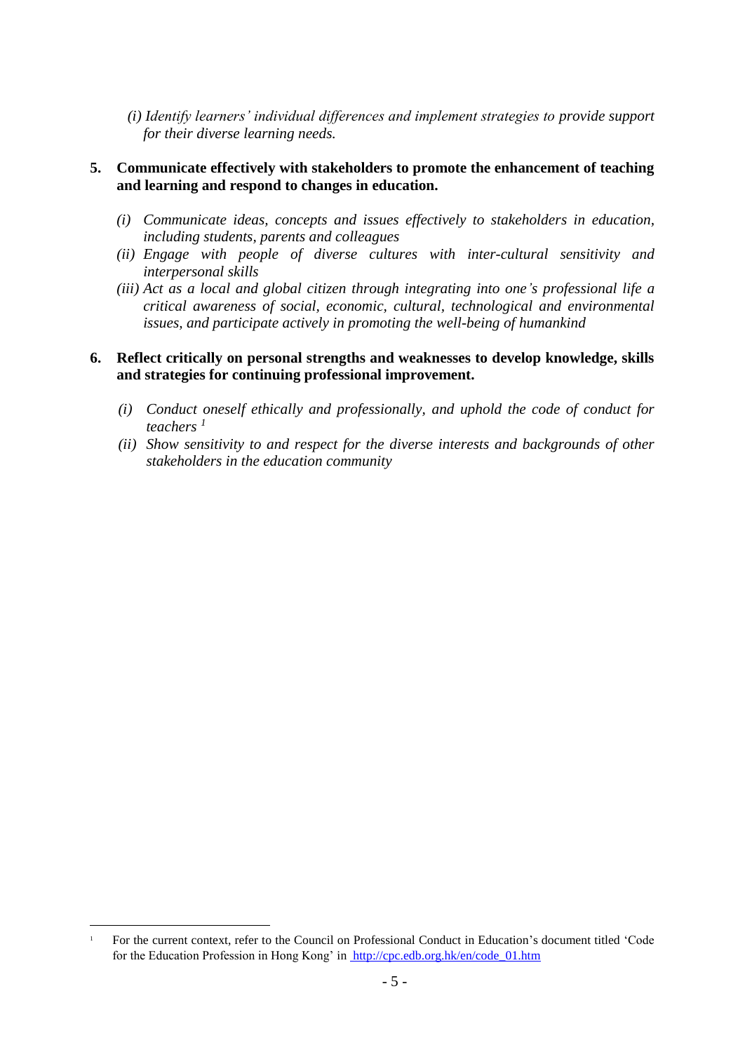*(i) Identify learners' individual differences and implement strategies to provide support for their diverse learning needs.*

**5. Communicate effectively with stakeholders to promote the enhancement of teaching and learning and respond to changes in education.**

*(i) Communicate ideas, concepts and issues effectively to stakeholders in education, including students, parents and colleagues*
*(ii) Engage with people of diverse cultures with inter-cultural sensitivity and interpersonal skills*
*(iii) Act as a local and global citizen through integrating into one's professional life a critical awareness of social, economic, cultural, technological and environmental issues, and participate actively in promoting the well-being of humankind*

**6. Reflect critically on personal strengths and weaknesses to develop knowledge, skills and strategies for continuing professional improvement.**

*(i) Conduct oneself ethically and professionally, and uphold the code of conduct for teachers* [1]
*(ii) Show sensitivity to and respect for the diverse interests and backgrounds of other stakeholders in the education community*

---

[1] For the current context, refer to the Council on Professional Conduct in Education's document titled 'Code for the Education Profession in Hong Kong' in http://cpc.edb.org.hk/en/code_01.htm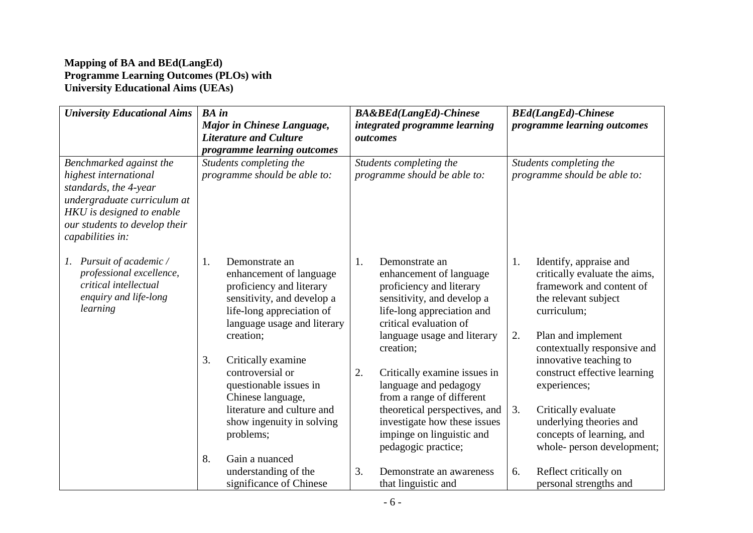**Mapping of BA and BEd(LangEd)**
**Programme Learning Outcomes (PLOs) with**
**University Educational Aims (UEAs)**

| *University Educational Aims* | *BA in Major in Chinese Language, Literature and Culture programme learning outcomes* | *BA&BEd(LangEd)-Chinese integrated programme learning outcomes* | *BEd(LangEd)-Chinese programme learning outcomes* |
|---|---|---|---|
| *Benchmarked against the highest international standards, the 4-year undergraduate curriculum at HKU is designed to enable our students to develop their capabilities in:* | *Students completing the programme should be able to:* | *Students completing the programme should be able to:* | *Students completing the programme should be able to:* |
| *1. Pursuit of academic / professional excellence, critical intellectual enquiry and life-long learning* | 1. Demonstrate an enhancement of language proficiency and literary sensitivity, and develop a life-long appreciation of language usage and literary creation;<br><br>3. Critically examine controversial or questionable issues in Chinese language, literature and culture and show ingenuity in solving problems;<br><br>8. Gain a nuanced understanding of the significance of Chinese | 1. Demonstrate an enhancement of language proficiency and literary sensitivity, and develop a life-long appreciation and critical evaluation of language usage and literary creation;<br><br>2. Critically examine issues in language and pedagogy from a range of different theoretical perspectives, and investigate how these issues impinge on linguistic and pedagogic practice;<br><br>3. Demonstrate an awareness that linguistic and | 1. Identify, appraise and critically evaluate the aims, framework and content of the relevant subject curriculum;<br><br>2. Plan and implement contextually responsive and innovative teaching to construct effective learning experiences;<br><br>3. Critically evaluate underlying theories and concepts of learning, and whole- person development;<br><br>6. Reflect critically on personal strengths and |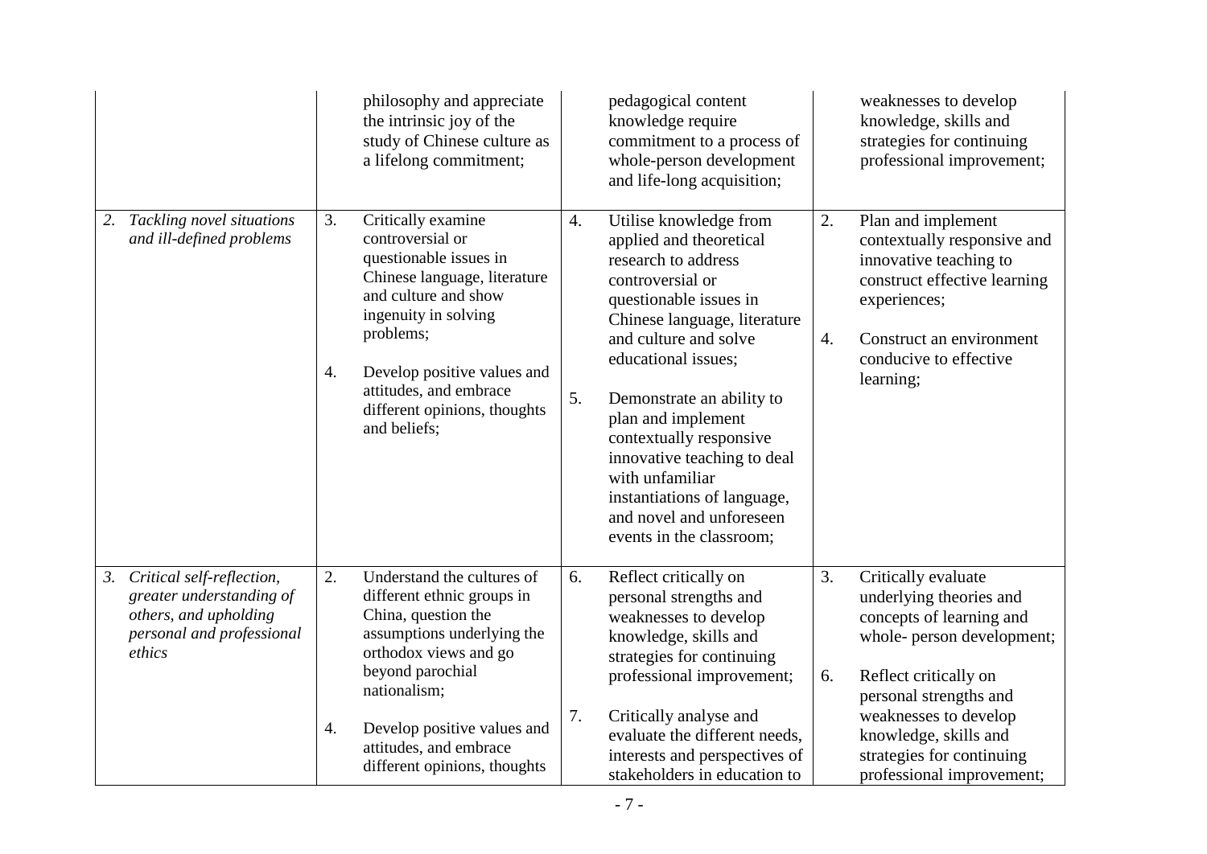| | | | |
|---|---|---|---|
| | philosophy and appreciate the intrinsic joy of the study of Chinese culture as a lifelong commitment; | pedagogical content knowledge require commitment to a process of whole-person development and life-long acquisition; | weaknesses to develop knowledge, skills and strategies for continuing professional improvement; |
| *2. Tackling novel situations and ill-defined problems* | 3. Critically examine controversial or questionable issues in Chinese language, literature and culture and show ingenuity in solving problems;<br><br>4. Develop positive values and attitudes, and embrace different opinions, thoughts and beliefs; | 4. Utilise knowledge from applied and theoretical research to address controversial or questionable issues in Chinese language, literature and culture and solve educational issues;<br><br>5. Demonstrate an ability to plan and implement contextually responsive innovative teaching to deal with unfamiliar instantiations of language, and novel and unforeseen events in the classroom; | 2. Plan and implement contextually responsive and innovative teaching to construct effective learning experiences;<br><br>4. Construct an environment conducive to effective learning; |
| *3. Critical self-reflection, greater understanding of others, and upholding personal and professional ethics* | 2. Understand the cultures of different ethnic groups in China, question the assumptions underlying the orthodox views and go beyond parochial nationalism;<br><br>4. Develop positive values and attitudes, and embrace different opinions, thoughts | 6. Reflect critically on personal strengths and weaknesses to develop knowledge, skills and strategies for continuing professional improvement;<br><br>7. Critically analyse and evaluate the different needs, interests and perspectives of stakeholders in education to | 3. Critically evaluate underlying theories and concepts of learning and whole- person development;<br><br>6. Reflect critically on personal strengths and weaknesses to develop knowledge, skills and strategies for continuing professional improvement; |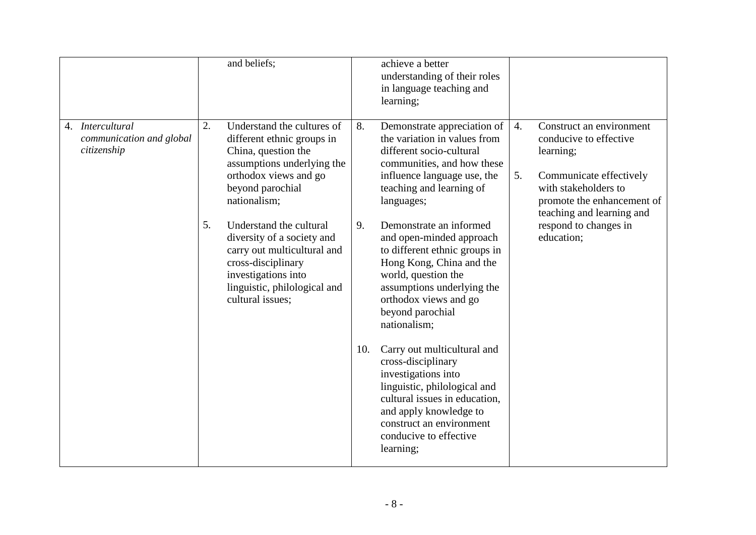| | | | |
|---|---|---|---|
| | and beliefs; | achieve a better understanding of their roles in language teaching and learning; | |
| 4. *Intercultural communication and global citizenship* | 2. Understand the cultures of different ethnic groups in China, question the assumptions underlying the orthodox views and go beyond parochial nationalism;<br><br>5. Understand the cultural diversity of a society and carry out multicultural and cross-disciplinary investigations into linguistic, philological and cultural issues; | 8. Demonstrate appreciation of the variation in values from different socio-cultural communities, and how these influence language use, the teaching and learning of languages;<br><br>9. Demonstrate an informed and open-minded approach to different ethnic groups in Hong Kong, China and the world, question the assumptions underlying the orthodox views and go beyond parochial nationalism;<br><br>10. Carry out multicultural and cross-disciplinary investigations into linguistic, philological and cultural issues in education, and apply knowledge to construct an environment conducive to effective learning; | 4. Construct an environment conducive to effective learning;<br><br>5. Communicate effectively with stakeholders to promote the enhancement of teaching and learning and respond to changes in education; |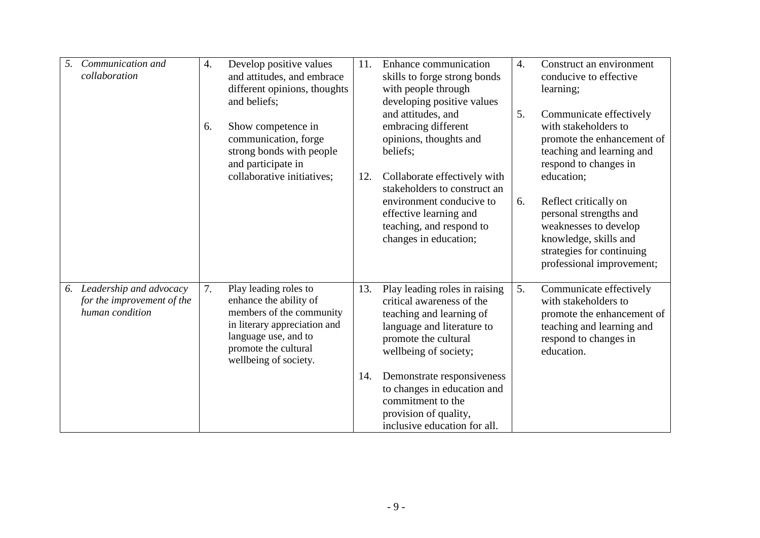| | | | |
|---|---|---|---|
| 5. *Communication and collaboration* | 4. Develop positive values and attitudes, and embrace different opinions, thoughts and beliefs;<br><br>6. Show competence in communication, forge strong bonds with people and participate in collaborative initiatives; | 11. Enhance communication skills to forge strong bonds with people through developing positive values and attitudes, and embracing different opinions, thoughts and beliefs;<br><br>12. Collaborate effectively with stakeholders to construct an environment conducive to effective learning and teaching, and respond to changes in education; | 4. Construct an environment conducive to effective learning;<br><br>5. Communicate effectively with stakeholders to promote the enhancement of teaching and learning and respond to changes in education;<br><br>6. Reflect critically on personal strengths and weaknesses to develop knowledge, skills and strategies for continuing professional improvement; |
| 6. *Leadership and advocacy for the improvement of the human condition* | 7. Play leading roles to enhance the ability of members of the community in literary appreciation and language use, and to promote the cultural wellbeing of society. | 13. Play leading roles in raising critical awareness of the teaching and learning of language and literature to promote the cultural wellbeing of society;<br><br>14. Demonstrate responsiveness to changes in education and commitment to the provision of quality, inclusive education for all. | 5. Communicate effectively with stakeholders to promote the enhancement of teaching and learning and respond to changes in education. |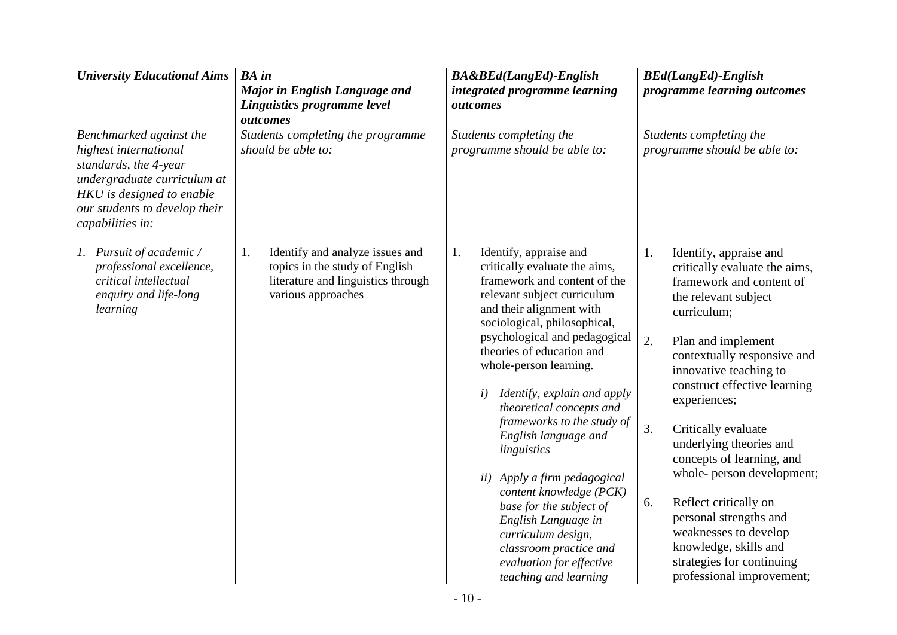| *University Educational Aims* | ***BA in Major in English Language and Linguistics programme level outcomes*** | ***BA&BEd(LangEd)-English integrated programme learning outcomes*** | ***BEd(LangEd)-English programme learning outcomes*** |
|---|---|---|---|
| *Benchmarked against the highest international standards, the 4-year undergraduate curriculum at HKU is designed to enable our students to develop their capabilities in:* | *Students completing the programme should be able to:* | *Students completing the programme should be able to:* | *Students completing the programme should be able to:* |
| *1. Pursuit of academic / professional excellence, critical intellectual enquiry and life-long learning* | 1. Identify and analyze issues and topics in the study of English literature and linguistics through various approaches | 1. Identify, appraise and critically evaluate the aims, framework and content of the relevant subject curriculum and their alignment with sociological, philosophical, psychological and pedagogical theories of education and whole-person learning.<br><br>*i) Identify, explain and apply theoretical concepts and frameworks to the study of English language and linguistics*<br><br>*ii) Apply a firm pedagogical content knowledge (PCK) base for the subject of English Language in curriculum design, classroom practice and evaluation for effective teaching and learning* | 1. Identify, appraise and critically evaluate the aims, framework and content of the relevant subject curriculum;<br><br>2. Plan and implement contextually responsive and innovative teaching to construct effective learning experiences;<br><br>3. Critically evaluate underlying theories and concepts of learning, and whole- person development;<br><br>6. Reflect critically on personal strengths and weaknesses to develop knowledge, skills and strategies for continuing professional improvement; |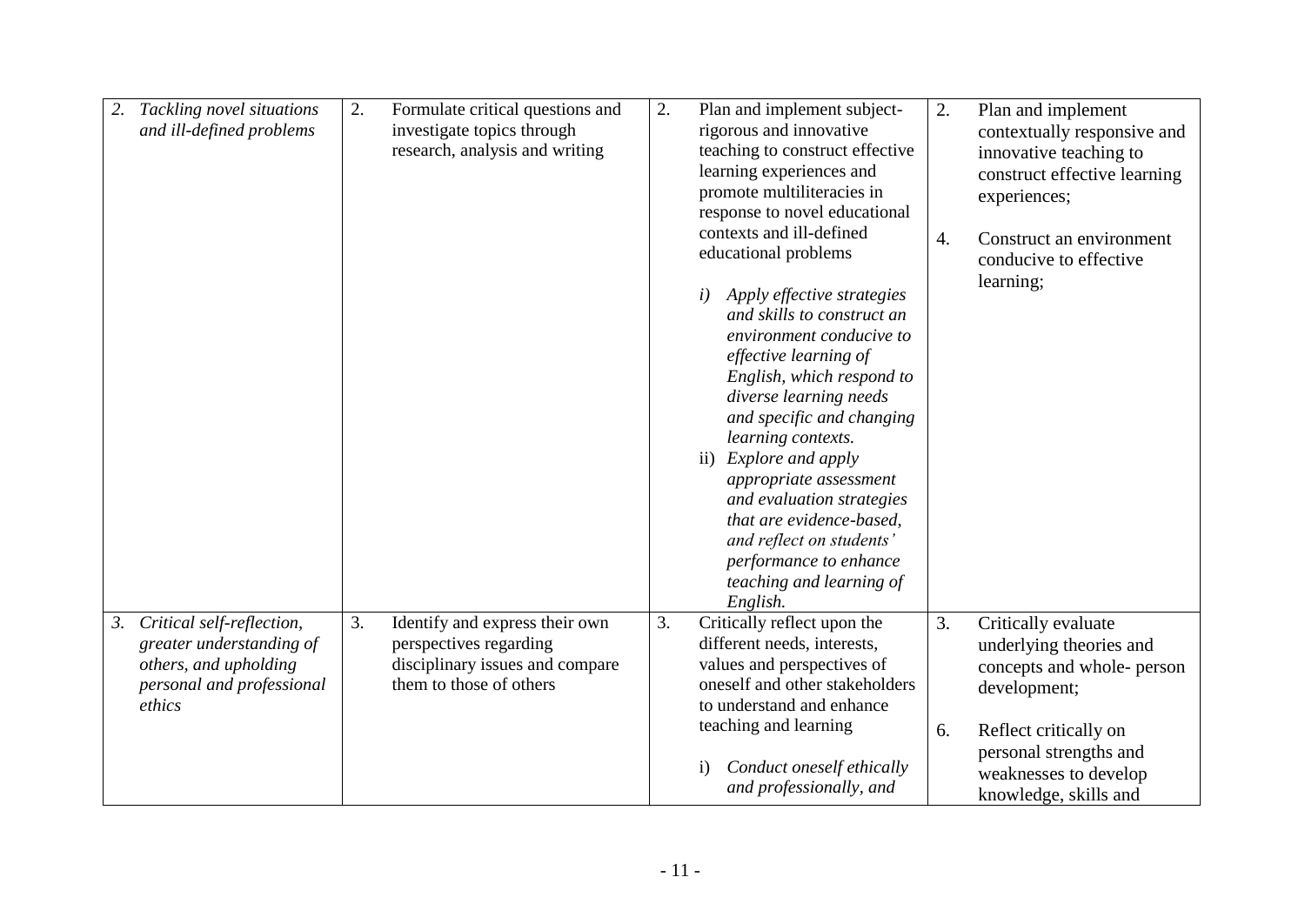| | | | |
|---|---|---|---|
| 2. *Tackling novel situations and ill-defined problems* | 2. Formulate critical questions and investigate topics through research, analysis and writing | 2. Plan and implement subject-rigorous and innovative teaching to construct effective learning experiences and promote multiliteracies in response to novel educational contexts and ill-defined educational problems<br><br>*i) Apply effective strategies and skills to construct an environment conducive to effective learning of English, which respond to diverse learning needs and specific and changing learning contexts.*<br>ii) *Explore and apply appropriate assessment and evaluation strategies that are evidence-based, and reflect on students' performance to enhance teaching and learning of English.* | 2. Plan and implement contextually responsive and innovative teaching to construct effective learning experiences;<br><br>4. Construct an environment conducive to effective learning; |
| 3. *Critical self-reflection, greater understanding of others, and upholding personal and professional ethics* | 3. Identify and express their own perspectives regarding disciplinary issues and compare them to those of others | 3. Critically reflect upon the different needs, interests, values and perspectives of oneself and other stakeholders to understand and enhance teaching and learning<br><br>i) *Conduct oneself ethically and professionally, and* | 3. Critically evaluate underlying theories and concepts and whole- person development;<br><br>6. Reflect critically on personal strengths and weaknesses to develop knowledge, skills and |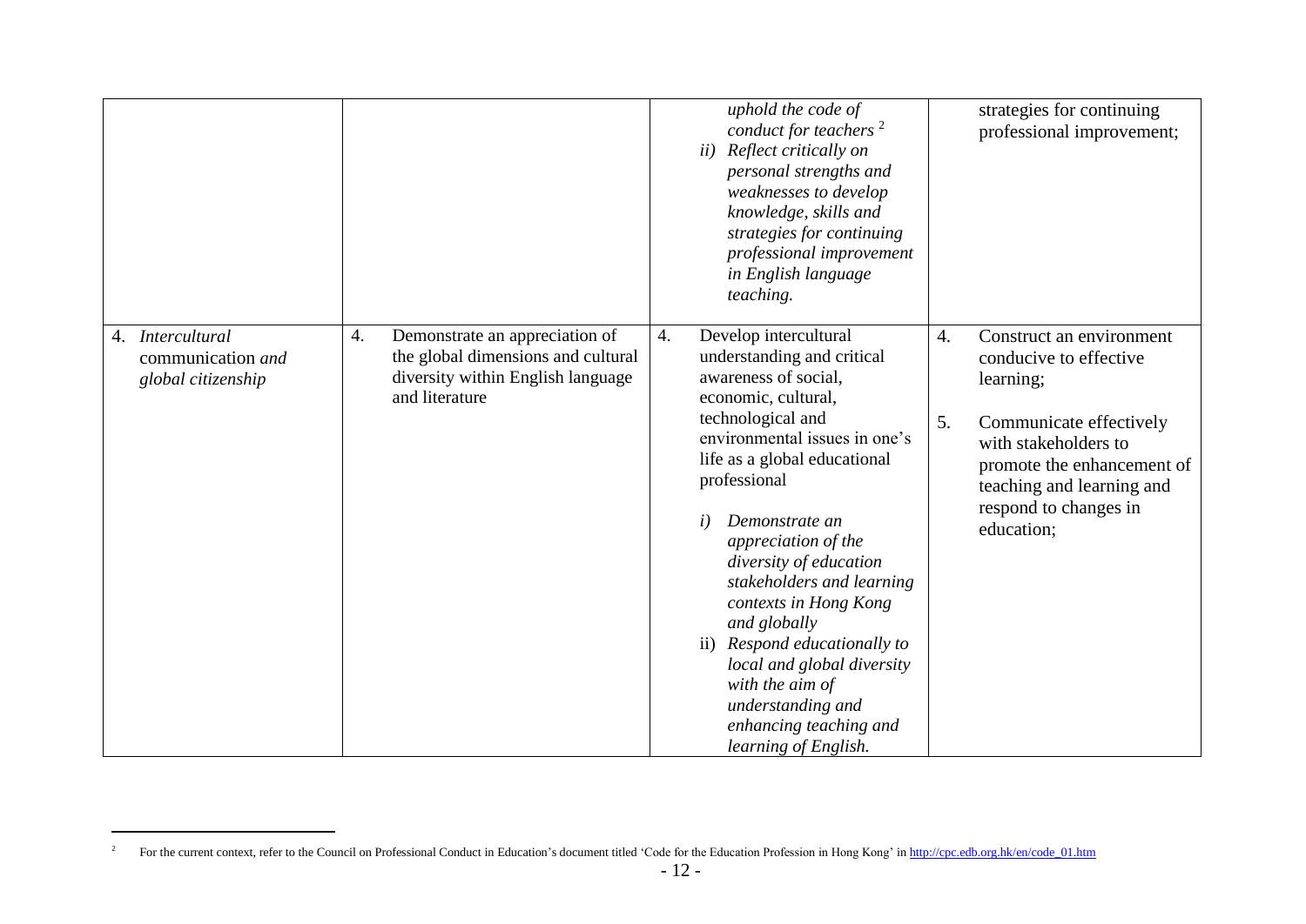| | | | |
|---|---|---|---|
| | | *uphold the code of conduct for teachers* [2]<br>*ii) Reflect critically on personal strengths and weaknesses to develop knowledge, skills and strategies for continuing professional improvement in English language teaching.* | strategies for continuing professional improvement; |
| 4. *Intercultural* communication *and global citizenship* | 4. Demonstrate an appreciation of the global dimensions and cultural diversity within English language and literature | 4. Develop intercultural understanding and critical awareness of social, economic, cultural, technological and environmental issues in one's life as a global educational professional<br><br>*i) Demonstrate an appreciation of the diversity of education stakeholders and learning contexts in Hong Kong and globally*<br>ii) *Respond educationally to local and global diversity with the aim of understanding and enhancing teaching and learning of English.* | 4. Construct an environment conducive to effective learning;<br><br>5. Communicate effectively with stakeholders to promote the enhancement of teaching and learning and respond to changes in education; |

[2] For the current context, refer to the Council on Professional Conduct in Education's document titled 'Code for the Education Profession in Hong Kong' in http://cpc.edb.org.hk/en/code_01.htm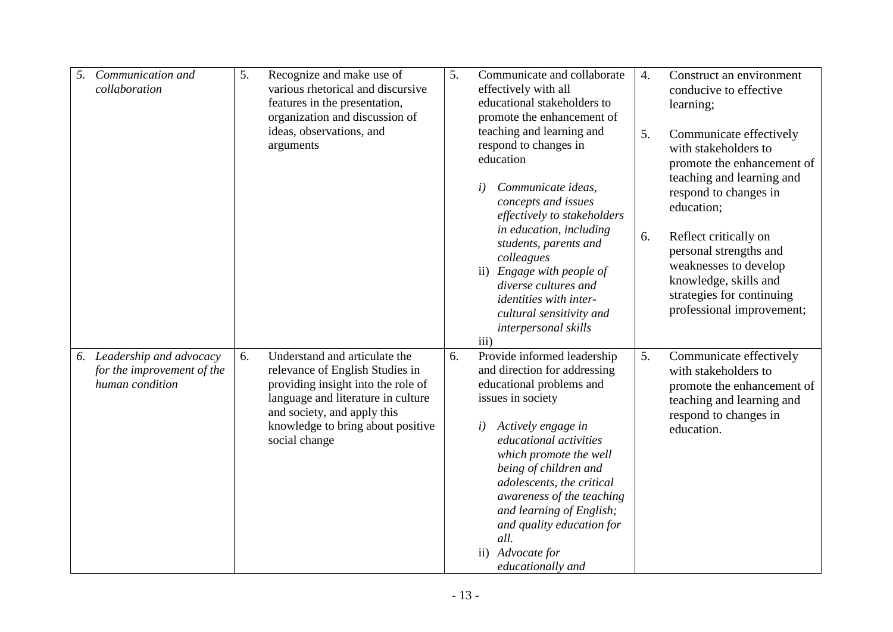| | | | |
|---|---|---|---|
| *5. Communication and collaboration* | 5. Recognize and make use of various rhetorical and discursive features in the presentation, organization and discussion of ideas, observations, and arguments | 5. Communicate and collaborate effectively with all educational stakeholders to promote the enhancement of teaching and learning and respond to changes in education<br><br>*i) Communicate ideas, concepts and issues effectively to stakeholders in education, including students, parents and colleagues*<br>ii) *Engage with people of diverse cultures and identities with inter-cultural sensitivity and interpersonal skills*<br>iii) | 4. Construct an environment conducive to effective learning;<br><br>5. Communicate effectively with stakeholders to promote the enhancement of teaching and learning and respond to changes in education;<br><br>6. Reflect critically on personal strengths and weaknesses to develop knowledge, skills and strategies for continuing professional improvement; |
| *6. Leadership and advocacy for the improvement of the human condition* | 6. Understand and articulate the relevance of English Studies in providing insight into the role of language and literature in culture and society, and apply this knowledge to bring about positive social change | 6. Provide informed leadership and direction for addressing educational problems and issues in society<br><br>*i) Actively engage in educational activities which promote the well being of children and adolescents, the critical awareness of the teaching and learning of English; and quality education for all.*<br>ii) *Advocate for educationally and* | 5. Communicate effectively with stakeholders to promote the enhancement of teaching and learning and respond to changes in education. |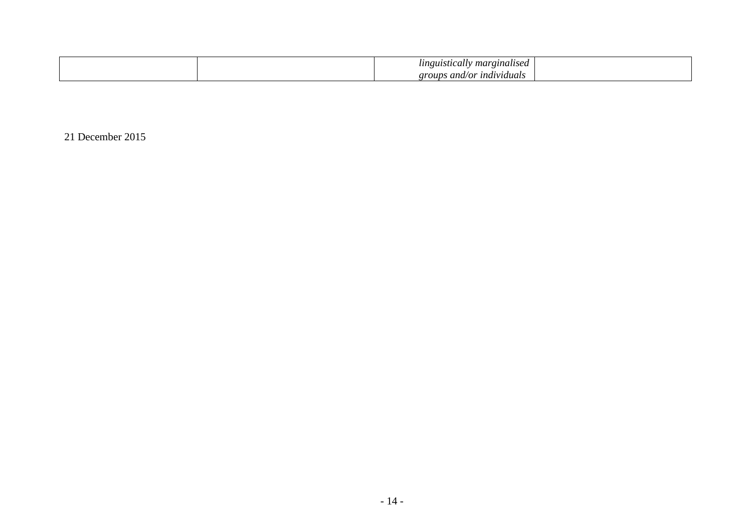| | | | |
|---|---|---|---|
| | | *linguistically marginalised groups and/or individuals* | |

21 December 2015